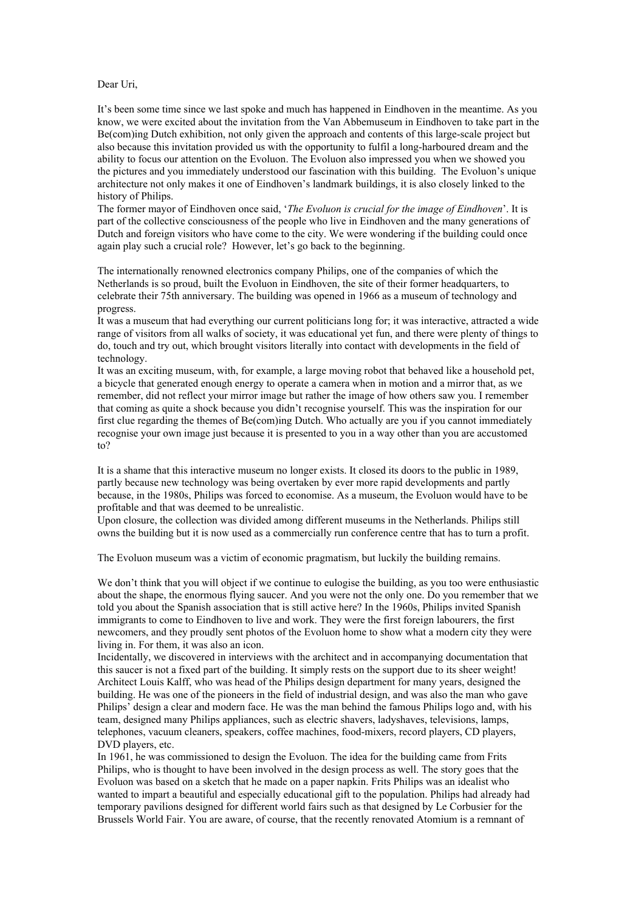Dear Uri,

It's been some time since we last spoke and much has happened in Eindhoven in the meantime. As you know, we were excited about the invitation from the Van Abbemuseum in Eindhoven to take part in the Be(com)ing Dutch exhibition, not only given the approach and contents of this large-scale project but also because this invitation provided us with the opportunity to fulfil a long-harboured dream and the ability to focus our attention on the Evoluon. The Evoluon also impressed you when we showed you the pictures and you immediately understood our fascination with this building. The Evoluon's unique architecture not only makes it one of Eindhoven's landmark buildings, it is also closely linked to the history of Philips.

The former mayor of Eindhoven once said, '*The Evoluon is crucial for the image of Eindhoven*'. It is part of the collective consciousness of the people who live in Eindhoven and the many generations of Dutch and foreign visitors who have come to the city. We were wondering if the building could once again play such a crucial role? However, let's go back to the beginning.

The internationally renowned electronics company Philips, one of the companies of which the Netherlands is so proud, built the Evoluon in Eindhoven, the site of their former headquarters, to celebrate their 75th anniversary. The building was opened in 1966 as a museum of technology and progress.

It was a museum that had everything our current politicians long for; it was interactive, attracted a wide range of visitors from all walks of society, it was educational yet fun, and there were plenty of things to do, touch and try out, which brought visitors literally into contact with developments in the field of technology.

It was an exciting museum, with, for example, a large moving robot that behaved like a household pet, a bicycle that generated enough energy to operate a camera when in motion and a mirror that, as we remember, did not reflect your mirror image but rather the image of how others saw you. I remember that coming as quite a shock because you didn't recognise yourself. This was the inspiration for our first clue regarding the themes of Be(com)ing Dutch. Who actually are you if you cannot immediately recognise your own image just because it is presented to you in a way other than you are accustomed to?

It is a shame that this interactive museum no longer exists. It closed its doors to the public in 1989, partly because new technology was being overtaken by ever more rapid developments and partly because, in the 1980s, Philips was forced to economise. As a museum, the Evoluon would have to be profitable and that was deemed to be unrealistic.

Upon closure, the collection was divided among different museums in the Netherlands. Philips still owns the building but it is now used as a commercially run conference centre that has to turn a profit.

The Evoluon museum was a victim of economic pragmatism, but luckily the building remains.

We don't think that you will object if we continue to eulogise the building, as you too were enthusiastic about the shape, the enormous flying saucer. And you were not the only one. Do you remember that we told you about the Spanish association that is still active here? In the 1960s, Philips invited Spanish immigrants to come to Eindhoven to live and work. They were the first foreign labourers, the first newcomers, and they proudly sent photos of the Evoluon home to show what a modern city they were living in. For them, it was also an icon.

Incidentally, we discovered in interviews with the architect and in accompanying documentation that this saucer is not a fixed part of the building. It simply rests on the support due to its sheer weight! Architect Louis Kalff, who was head of the Philips design department for many years, designed the building. He was one of the pioneers in the field of industrial design, and was also the man who gave Philips' design a clear and modern face. He was the man behind the famous Philips logo and, with his team, designed many Philips appliances, such as electric shavers, ladyshaves, televisions, lamps, telephones, vacuum cleaners, speakers, coffee machines, food-mixers, record players, CD players, DVD players, etc.

In 1961, he was commissioned to design the Evoluon. The idea for the building came from Frits Philips, who is thought to have been involved in the design process as well. The story goes that the Evoluon was based on a sketch that he made on a paper napkin. Frits Philips was an idealist who wanted to impart a beautiful and especially educational gift to the population. Philips had already had temporary pavilions designed for different world fairs such as that designed by Le Corbusier for the Brussels World Fair. You are aware, of course, that the recently renovated Atomium is a remnant of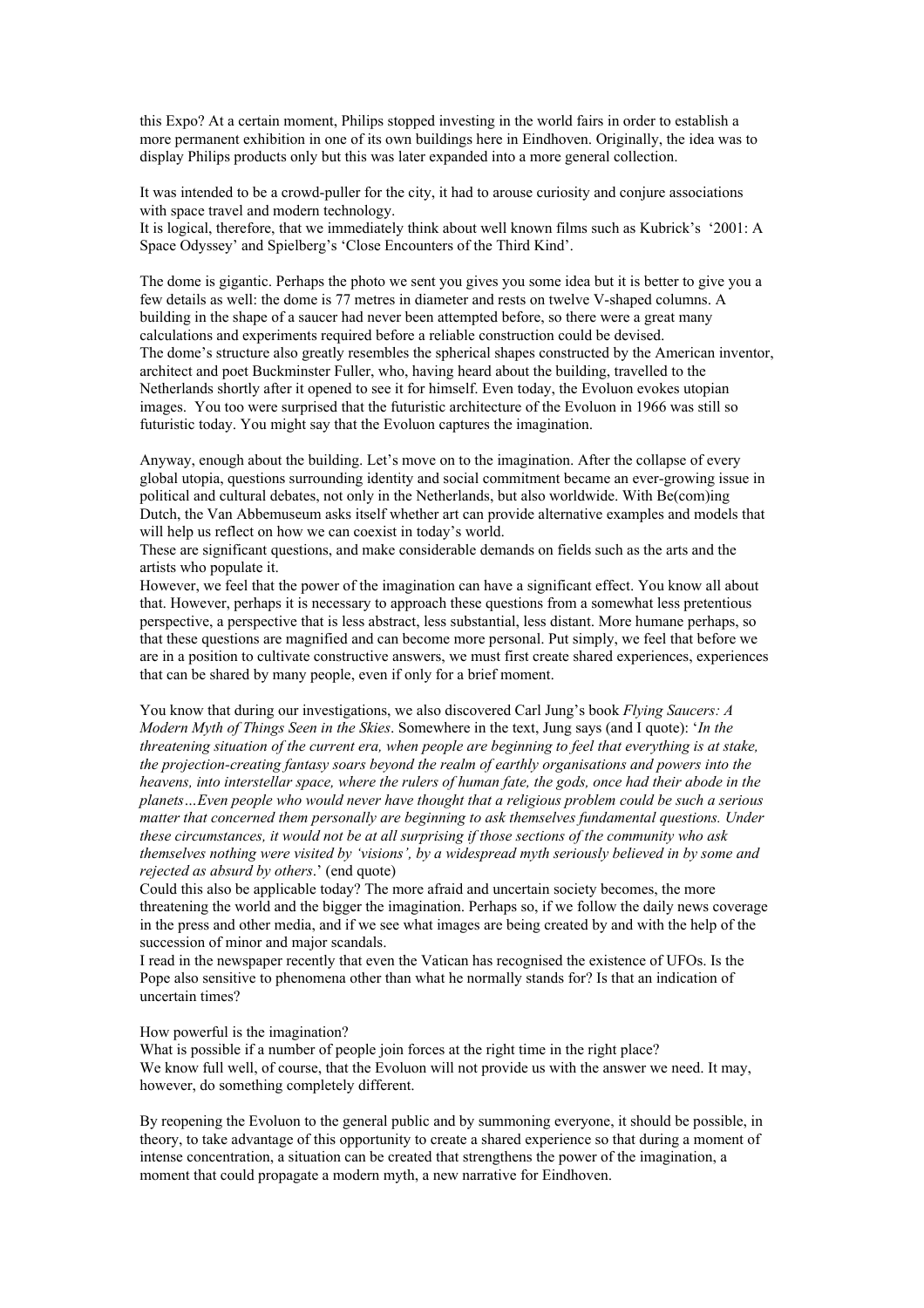this Expo? At a certain moment, Philips stopped investing in the world fairs in order to establish a more permanent exhibition in one of its own buildings here in Eindhoven. Originally, the idea was to display Philips products only but this was later expanded into a more general collection.

It was intended to be a crowd-puller for the city, it had to arouse curiosity and conjure associations with space travel and modern technology.
It is logical, therefore, that we immediately think about well known films such as Kubrick's '2001: A Space Odyssey' and Spielberg's 'Close Encounters of the Third Kind'.

The dome is gigantic. Perhaps the photo we sent you gives you some idea but it is better to give you a few details as well: the dome is 77 metres in diameter and rests on twelve V-shaped columns. A building in the shape of a saucer had never been attempted before, so there were a great many calculations and experiments required before a reliable construction could be devised.
The dome's structure also greatly resembles the spherical shapes constructed by the American inventor, architect and poet Buckminster Fuller, who, having heard about the building, travelled to the Netherlands shortly after it opened to see it for himself. Even today, the Evoluon evokes utopian images. You too were surprised that the futuristic architecture of the Evoluon in 1966 was still so futuristic today. You might say that the Evoluon captures the imagination.

Anyway, enough about the building. Let's move on to the imagination. After the collapse of every global utopia, questions surrounding identity and social commitment became an ever-growing issue in political and cultural debates, not only in the Netherlands, but also worldwide. With Be(com)ing Dutch, the Van Abbemuseum asks itself whether art can provide alternative examples and models that will help us reflect on how we can coexist in today's world.
These are significant questions, and make considerable demands on fields such as the arts and the artists who populate it.
However, we feel that the power of the imagination can have a significant effect. You know all about that. However, perhaps it is necessary to approach these questions from a somewhat less pretentious perspective, a perspective that is less abstract, less substantial, less distant. More humane perhaps, so that these questions are magnified and can become more personal. Put simply, we feel that before we are in a position to cultivate constructive answers, we must first create shared experiences, experiences that can be shared by many people, even if only for a brief moment.

You know that during our investigations, we also discovered Carl Jung's book *Flying Saucers: A Modern Myth of Things Seen in the Skies*. Somewhere in the text, Jung says (and I quote): '*In the threatening situation of the current era, when people are beginning to feel that everything is at stake, the projection-creating fantasy soars beyond the realm of earthly organisations and powers into the heavens, into interstellar space, where the rulers of human fate, the gods, once had their abode in the planets…Even people who would never have thought that a religious problem could be such a serious matter that concerned them personally are beginning to ask themselves fundamental questions. Under these circumstances, it would not be at all surprising if those sections of the community who ask themselves nothing were visited by 'visions', by a widespread myth seriously believed in by some and rejected as absurd by others*.' (end quote)
Could this also be applicable today? The more afraid and uncertain society becomes, the more threatening the world and the bigger the imagination. Perhaps so, if we follow the daily news coverage in the press and other media, and if we see what images are being created by and with the help of the succession of minor and major scandals.
I read in the newspaper recently that even the Vatican has recognised the existence of UFOs. Is the Pope also sensitive to phenomena other than what he normally stands for? Is that an indication of uncertain times?

How powerful is the imagination?
What is possible if a number of people join forces at the right time in the right place?
We know full well, of course, that the Evoluon will not provide us with the answer we need. It may, however, do something completely different.

By reopening the Evoluon to the general public and by summoning everyone, it should be possible, in theory, to take advantage of this opportunity to create a shared experience so that during a moment of intense concentration, a situation can be created that strengthens the power of the imagination, a moment that could propagate a modern myth, a new narrative for Eindhoven.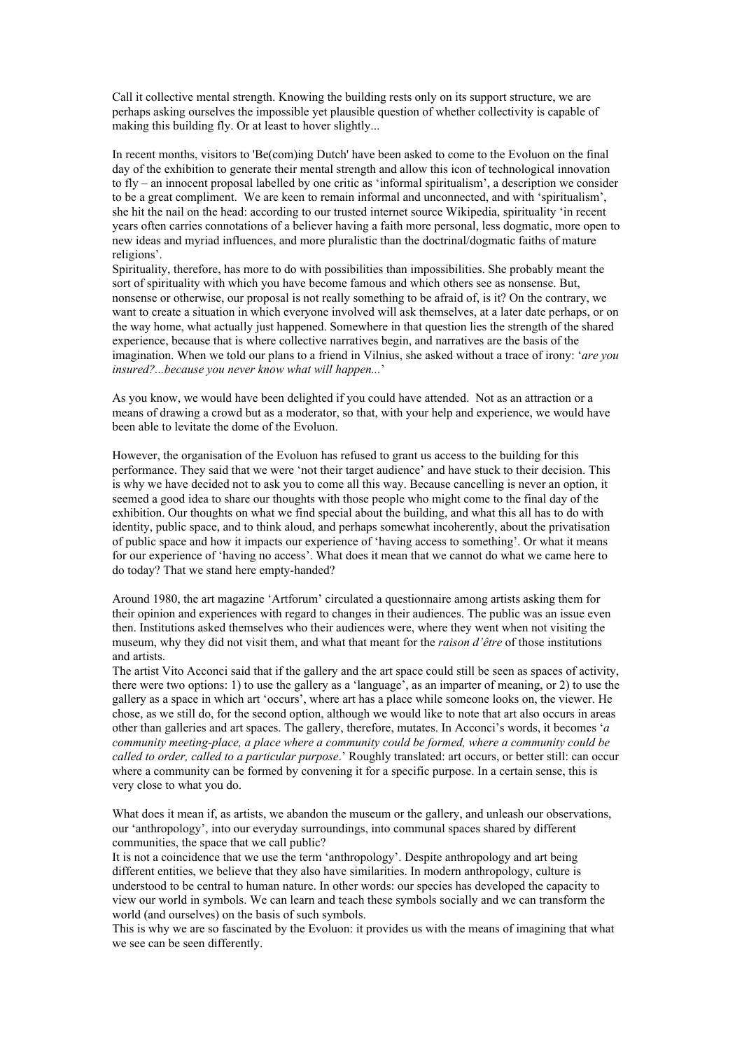Call it collective mental strength. Knowing the building rests only on its support structure, we are perhaps asking ourselves the impossible yet plausible question of whether collectivity is capable of making this building fly. Or at least to hover slightly...

In recent months, visitors to 'Be(com)ing Dutch' have been asked to come to the Evoluon on the final day of the exhibition to generate their mental strength and allow this icon of technological innovation to fly – an innocent proposal labelled by one critic as 'informal spiritualism', a description we consider to be a great compliment. We are keen to remain informal and unconnected, and with 'spiritualism', she hit the nail on the head: according to our trusted internet source Wikipedia, spirituality 'in recent years often carries connotations of a believer having a faith more personal, less dogmatic, more open to new ideas and myriad influences, and more pluralistic than the doctrinal/dogmatic faiths of mature religions'.
Spirituality, therefore, has more to do with possibilities than impossibilities. She probably meant the sort of spirituality with which you have become famous and which others see as nonsense. But, nonsense or otherwise, our proposal is not really something to be afraid of, is it? On the contrary, we want to create a situation in which everyone involved will ask themselves, at a later date perhaps, or on the way home, what actually just happened. Somewhere in that question lies the strength of the shared experience, because that is where collective narratives begin, and narratives are the basis of the imagination. When we told our plans to a friend in Vilnius, she asked without a trace of irony: '*are you insured?...because you never know what will happen...*'

As you know, we would have been delighted if you could have attended. Not as an attraction or a means of drawing a crowd but as a moderator, so that, with your help and experience, we would have been able to levitate the dome of the Evoluon.

However, the organisation of the Evoluon has refused to grant us access to the building for this performance. They said that we were 'not their target audience' and have stuck to their decision. This is why we have decided not to ask you to come all this way. Because cancelling is never an option, it seemed a good idea to share our thoughts with those people who might come to the final day of the exhibition. Our thoughts on what we find special about the building, and what this all has to do with identity, public space, and to think aloud, and perhaps somewhat incoherently, about the privatisation of public space and how it impacts our experience of 'having access to something'. Or what it means for our experience of 'having no access'. What does it mean that we cannot do what we came here to do today? That we stand here empty-handed?

Around 1980, the art magazine 'Artforum' circulated a questionnaire among artists asking them for their opinion and experiences with regard to changes in their audiences. The public was an issue even then. Institutions asked themselves who their audiences were, where they went when not visiting the museum, why they did not visit them, and what that meant for the *raison d'être* of those institutions and artists.
The artist Vito Acconci said that if the gallery and the art space could still be seen as spaces of activity, there were two options: 1) to use the gallery as a 'language', as an imparter of meaning, or 2) to use the gallery as a space in which art 'occurs', where art has a place while someone looks on, the viewer. He chose, as we still do, for the second option, although we would like to note that art also occurs in areas other than galleries and art spaces. The gallery, therefore, mutates. In Acconci's words, it becomes '*a community meeting-place, a place where a community could be formed, where a community could be called to order, called to a particular purpose*.' Roughly translated: art occurs, or better still: can occur where a community can be formed by convening it for a specific purpose. In a certain sense, this is very close to what you do.

What does it mean if, as artists, we abandon the museum or the gallery, and unleash our observations, our 'anthropology', into our everyday surroundings, into communal spaces shared by different communities, the space that we call public?
It is not a coincidence that we use the term 'anthropology'. Despite anthropology and art being different entities, we believe that they also have similarities. In modern anthropology, culture is understood to be central to human nature. In other words: our species has developed the capacity to view our world in symbols. We can learn and teach these symbols socially and we can transform the world (and ourselves) on the basis of such symbols.
This is why we are so fascinated by the Evoluon: it provides us with the means of imagining that what we see can be seen differently.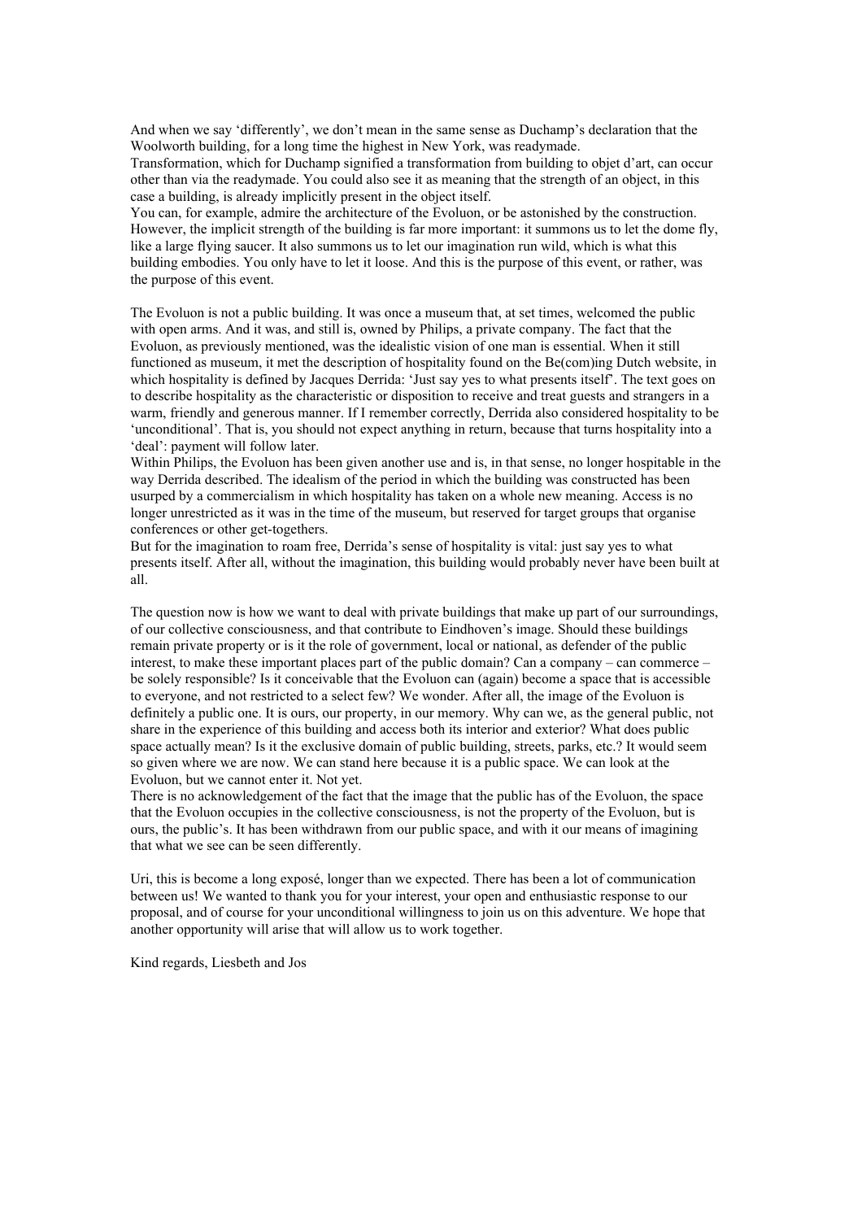And when we say 'differently', we don't mean in the same sense as Duchamp's declaration that the Woolworth building, for a long time the highest in New York, was readymade.
Transformation, which for Duchamp signified a transformation from building to objet d'art, can occur other than via the readymade. You could also see it as meaning that the strength of an object, in this case a building, is already implicitly present in the object itself.
You can, for example, admire the architecture of the Evoluon, or be astonished by the construction. However, the implicit strength of the building is far more important: it summons us to let the dome fly, like a large flying saucer. It also summons us to let our imagination run wild, which is what this building embodies. You only have to let it loose. And this is the purpose of this event, or rather, was the purpose of this event.

The Evoluon is not a public building. It was once a museum that, at set times, welcomed the public with open arms. And it was, and still is, owned by Philips, a private company. The fact that the Evoluon, as previously mentioned, was the idealistic vision of one man is essential. When it still functioned as museum, it met the description of hospitality found on the Be(com)ing Dutch website, in which hospitality is defined by Jacques Derrida: 'Just say yes to what presents itself'. The text goes on to describe hospitality as the characteristic or disposition to receive and treat guests and strangers in a warm, friendly and generous manner. If I remember correctly, Derrida also considered hospitality to be 'unconditional'. That is, you should not expect anything in return, because that turns hospitality into a 'deal': payment will follow later.
Within Philips, the Evoluon has been given another use and is, in that sense, no longer hospitable in the way Derrida described. The idealism of the period in which the building was constructed has been usurped by a commercialism in which hospitality has taken on a whole new meaning. Access is no longer unrestricted as it was in the time of the museum, but reserved for target groups that organise conferences or other get-togethers.
But for the imagination to roam free, Derrida's sense of hospitality is vital: just say yes to what presents itself. After all, without the imagination, this building would probably never have been built at all.

The question now is how we want to deal with private buildings that make up part of our surroundings, of our collective consciousness, and that contribute to Eindhoven's image. Should these buildings remain private property or is it the role of government, local or national, as defender of the public interest, to make these important places part of the public domain? Can a company – can commerce – be solely responsible? Is it conceivable that the Evoluon can (again) become a space that is accessible to everyone, and not restricted to a select few? We wonder. After all, the image of the Evoluon is definitely a public one. It is ours, our property, in our memory. Why can we, as the general public, not share in the experience of this building and access both its interior and exterior? What does public space actually mean? Is it the exclusive domain of public building, streets, parks, etc.? It would seem so given where we are now. We can stand here because it is a public space. We can look at the Evoluon, but we cannot enter it. Not yet.
There is no acknowledgement of the fact that the image that the public has of the Evoluon, the space that the Evoluon occupies in the collective consciousness, is not the property of the Evoluon, but is ours, the public's. It has been withdrawn from our public space, and with it our means of imagining that what we see can be seen differently.

Uri, this is become a long exposé, longer than we expected. There has been a lot of communication between us! We wanted to thank you for your interest, your open and enthusiastic response to our proposal, and of course for your unconditional willingness to join us on this adventure. We hope that another opportunity will arise that will allow us to work together.

Kind regards, Liesbeth and Jos